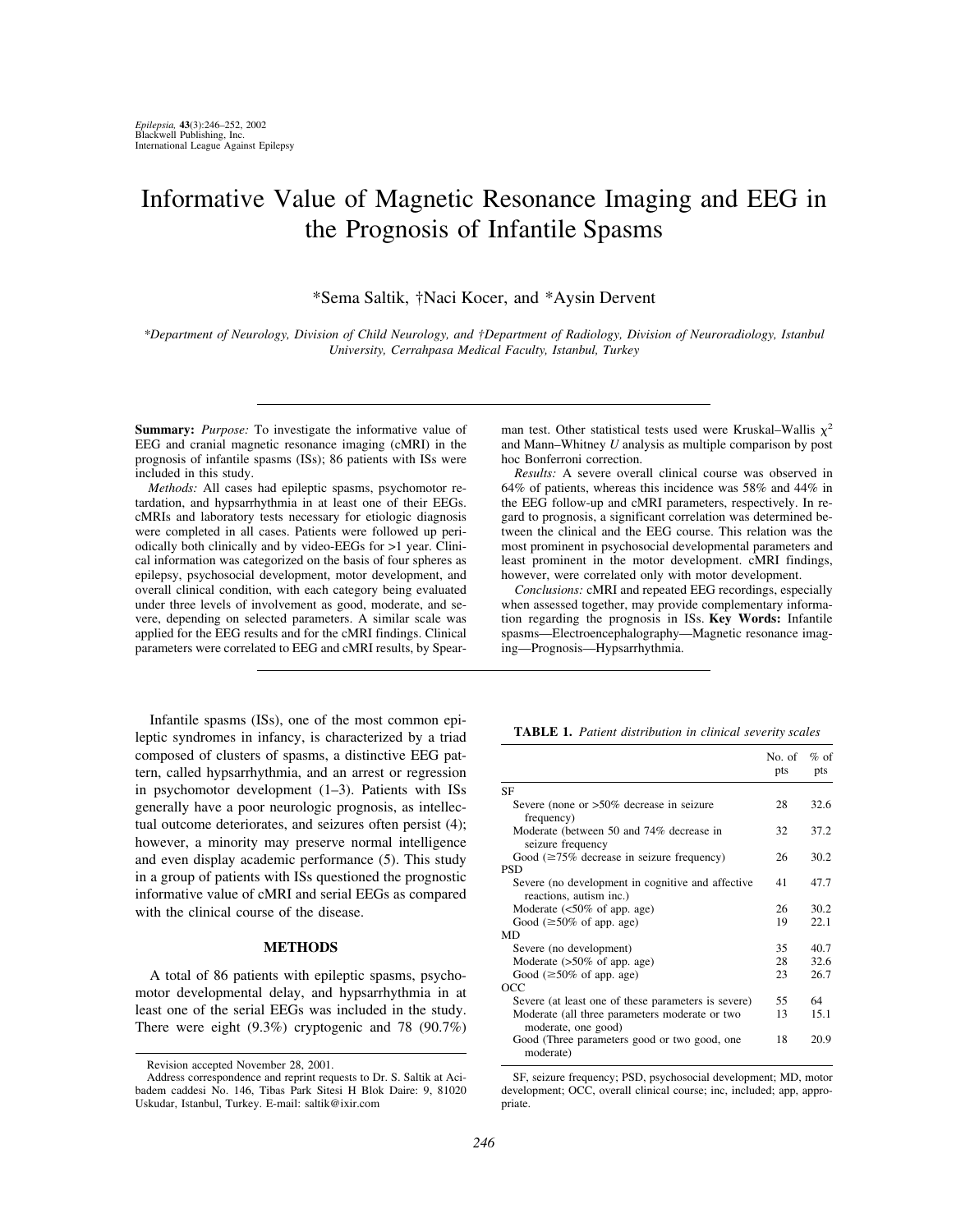# Informative Value of Magnetic Resonance Imaging and EEG in the Prognosis of Infantile Spasms

\*Sema Saltik, †Naci Kocer, and \*Aysin Dervent

\*Department of Neurology, Division of Child Neurology, and †Department of Radiology, Division of Neuroradiology, Istanbul University, Cerrahpasa Medical Faculty, Istanbul, Turkey

**Summary:** *Purpose:* To investigate the informative value of EEG and cranial magnetic resonance imaging (cMRI) in the prognosis of infantile spasms (ISs); 86 patients with ISs were included in this study.

*Methods:* All cases had epileptic spasms, psychomotor retardation, and hypsarrhythmia in at least one of their EEGs. cMRIs and laboratory tests necessary for etiologic diagnosis were completed in all cases. Patients were followed up periodically both clinically and by video-EEGs for >1 year. Clinical information was categorized on the basis of four spheres as epilepsy, psychosocial development, motor development, and overall clinical condition, with each category being evaluated under three levels of involvement as good, moderate, and severe, depending on selected parameters. A similar scale was applied for the EEG results and for the cMRI findings. Clinical parameters were correlated to EEG and cMRI results, by Spearman test. Other statistical tests used were Kruskal–Wallis $\chi^2$ and Mann–Whitney *U* analysis as multiple comparison by post hoc Bonferroni correction.

*Results:* A severe overall clinical course was observed in 64% of patients, whereas this incidence was 58% and 44% in the EEG follow-up and cMRI parameters, respectively. In regard to prognosis, a significant correlation was determined between the clinical and the EEG course. This relation was the most prominent in psychosocial developmental parameters and least prominent in the motor development. cMRI findings, however, were correlated only with motor development.

*Conclusions:* cMRI and repeated EEG recordings, especially when assessed together, may provide complementary information regarding the prognosis in ISs. **Key Words:** Infantile spasms—Electroencephalography—Magnetic resonance imaging—Prognosis—Hypsarrhythmia.

Infantile spasms (ISs), one of the most common epileptic syndromes in infancy, is characterized by a triad composed of clusters of spasms, a distinctive EEG pattern, called hypsarrhythmia, and an arrest or regression in psychomotor development (1–3). Patients with ISs generally have a poor neurologic prognosis, as intellectual outcome deteriorates, and seizures often persist (4); however, a minority may preserve normal intelligence and even display academic performance (5). This study in a group of patients with ISs questioned the prognostic informative value of cMRI and serial EEGs as compared with the clinical course of the disease.

## METHODS

A total of 86 patients with epileptic spasms, psychomotor developmental delay, and hypsarrhythmia in at least one of the serial EEGs was included in the study. There were eight (9.3%) cryptogenic and 78 (90.7%)

**TABLE 1.** *Patient distribution in clinical severity scales*

| | No. of pts | % of pts |
|---|---|---|
| SF | | |
| Severe (none or >50% decrease in seizure frequency) | 28 | 32.6 |
| Moderate (between 50 and 74% decrease in seizure frequency | 32 | 37.2 |
| Good (≥75% decrease in seizure frequency) | 26 | 30.2 |
| PSD | | |
| Severe (no development in cognitive and affective reactions, autism inc.) | 41 | 47.7 |
| Moderate (<50% of app. age) | 26 | 30.2 |
| Good (≥50% of app. age) | 19 | 22.1 |
| MD | | |
| Severe (no development) | 35 | 40.7 |
| Moderate (>50% of app. age) | 28 | 32.6 |
| Good (≥50% of app. age) | 23 | 26.7 |
| OCC | | |
| Severe (at least one of these parameters is severe) | 55 | 64 |
| Moderate (all three parameters moderate or two moderate, one good) | 13 | 15.1 |
| Good (Three parameters good or two good, one moderate) | 18 | 20.9 |

SF, seizure frequency; PSD, psychosocial development; MD, motor development; OCC, overall clinical course; inc, included; app, appropriate.

Revision accepted November 28, 2001.

Address correspondence and reprint requests to Dr. S. Saltik at Acibadem caddesi No. 146, Tibas Park Sitesi H Blok Daire: 9, 81020 Uskudar, Istanbul, Turkey. E-mail: saltik@ixir.com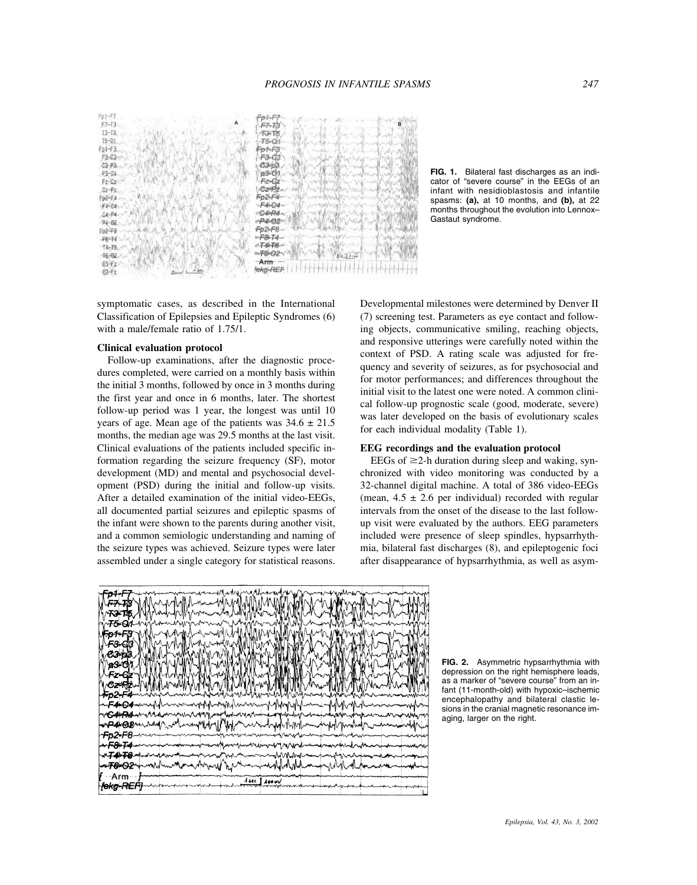FIG. 1. Bilateral fast discharges as an indicator of "severe course" in the EEGs of an infant with nesidioblastosis and infantile spasms: **(a),** at 10 months, and **(b),** at 22 months throughout the evolution into Lennox–Gastaut syndrome.

symptomatic cases, as described in the International Classification of Epilepsies and Epileptic Syndromes (6) with a male/female ratio of 1.75/1.

### Clinical evaluation protocol

Follow-up examinations, after the diagnostic procedures completed, were carried on a monthly basis within the initial 3 months, followed by once in 3 months during the first year and once in 6 months, later. The shortest follow-up period was 1 year, the longest was until 10 years of age. Mean age of the patients was 34.6 ± 21.5 months, the median age was 29.5 months at the last visit. Clinical evaluations of the patients included specific information regarding the seizure frequency (SF), motor development (MD) and mental and psychosocial development (PSD) during the initial and follow-up visits. After a detailed examination of the initial video-EEGs, all documented partial seizures and epileptic spasms of the infant were shown to the parents during another visit, and a common semiologic understanding and naming of the seizure types was achieved. Seizure types were later assembled under a single category for statistical reasons. Developmental milestones were determined by Denver II (7) screening test. Parameters as eye contact and following objects, communicative smiling, reaching objects, and responsive utterings were carefully noted within the context of PSD. A rating scale was adjusted for frequency and severity of seizures, as for psychosocial and for motor performances; and differences throughout the initial visit to the latest one were noted. A common clinical follow-up prognostic scale (good, moderate, severe) was later developed on the basis of evolutionary scales for each individual modality (Table 1).

### EEG recordings and the evaluation protocol

EEGs of ≥2-h duration during sleep and waking, synchronized with video monitoring was conducted by a 32-channel digital machine. A total of 386 video-EEGs (mean, 4.5 ± 2.6 per individual) recorded with regular intervals from the onset of the disease to the last follow-up visit were evaluated by the authors. EEG parameters included were presence of sleep spindles, hypsarrhythmia, bilateral fast discharges (8), and epileptogenic foci after disappearance of hypsarrhythmia, as well as asym-

FIG. 2. Asymmetric hypsarrhythmia with depression on the right hemisphere leads, as a marker of "severe course" from an infant (11-month-old) with hypoxic–ischemic encephalopathy and bilateral clastic lesions in the cranial magnetic resonance imaging, larger on the right.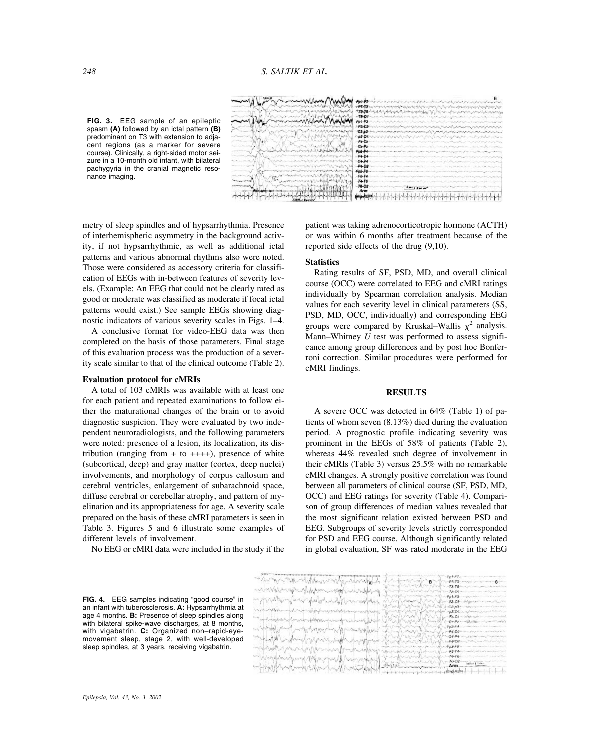FIG. 3. EEG sample of an epileptic spasm **(A)** followed by an ictal pattern **(B)** predominant on T3 with extension to adjacent regions (as a marker for severe course). Clinically, a right-sided motor seizure in a 10-month old infant, with bilateral pachygyria in the cranial magnetic resonance imaging.

metry of sleep spindles and of hypsarrhythmia. Presence of interhemispheric asymmetry in the background activity, if not hypsarrhythmic, as well as additional ictal patterns and various abnormal rhythms also were noted. Those were considered as accessory criteria for classification of EEGs with in-between features of severity levels. (Example: An EEG that could not be clearly rated as good or moderate was classified as moderate if focal ictal patterns would exist.) See sample EEGs showing diagnostic indicators of various severity scales in Figs. 1–4.

A conclusive format for video-EEG data was then completed on the basis of those parameters. Final stage of this evaluation process was the production of a severity scale similar to that of the clinical outcome (Table 2).

### Evaluation protocol for cMRIs

A total of 103 cMRIs was available with at least one for each patient and repeated examinations to follow either the maturational changes of the brain or to avoid diagnostic suspicion. They were evaluated by two independent neuroradiologists, and the following parameters were noted: presence of a lesion, its localization, its distribution (ranging from + to ++++), presence of white (subcortical, deep) and gray matter (cortex, deep nuclei) involvements, and morphology of corpus callosum and cerebral ventricles, enlargement of subarachnoid space, diffuse cerebral or cerebellar atrophy, and pattern of myelination and its appropriateness for age. A severity scale prepared on the basis of these cMRI parameters is seen in Table 3. Figures 5 and 6 illustrate some examples of different levels of involvement.

No EEG or cMRI data were included in the study if the patient was taking adrenocorticotropic hormone (ACTH) or was within 6 months after treatment because of the reported side effects of the drug (9,10).

### Statistics

Rating results of SF, PSD, MD, and overall clinical course (OCC) were correlated to EEG and cMRI ratings individually by Spearman correlation analysis. Median values for each severity level in clinical parameters (SS, PSD, MD, OCC, individually) and corresponding EEG groups were compared by Kruskal–Wallis $\chi^2$ analysis. Mann–Whitney *U* test was performed to assess significance among group differences and by post hoc Bonferroni correction. Similar procedures were performed for cMRI findings.

## RESULTS

A severe OCC was detected in 64% (Table 1) of patients of whom seven (8.13%) died during the evaluation period. A prognostic profile indicating severity was prominent in the EEGs of 58% of patients (Table 2), whereas 44% revealed such degree of involvement in their cMRIs (Table 3) versus 25.5% with no remarkable cMRI changes. A strongly positive correlation was found between all parameters of clinical course (SF, PSD, MD, OCC) and EEG ratings for severity (Table 4). Comparison of group differences of median values revealed that the most significant relation existed between PSD and EEG. Subgroups of severity levels strictly corresponded for PSD and EEG course. Although significantly related in global evaluation, SF was rated moderate in the EEG

FIG. 4. EEG samples indicating "good course" in an infant with tuberosclerosis. **A:** Hypsarrhythmia at age 4 months. **B:** Presence of sleep spindles along with bilateral spike-wave discharges, at 8 months, with vigabatrin. **C:** Organized non–rapid-eye-movement sleep, stage 2, with well-developed sleep spindles, at 3 years, receiving vigabatrin.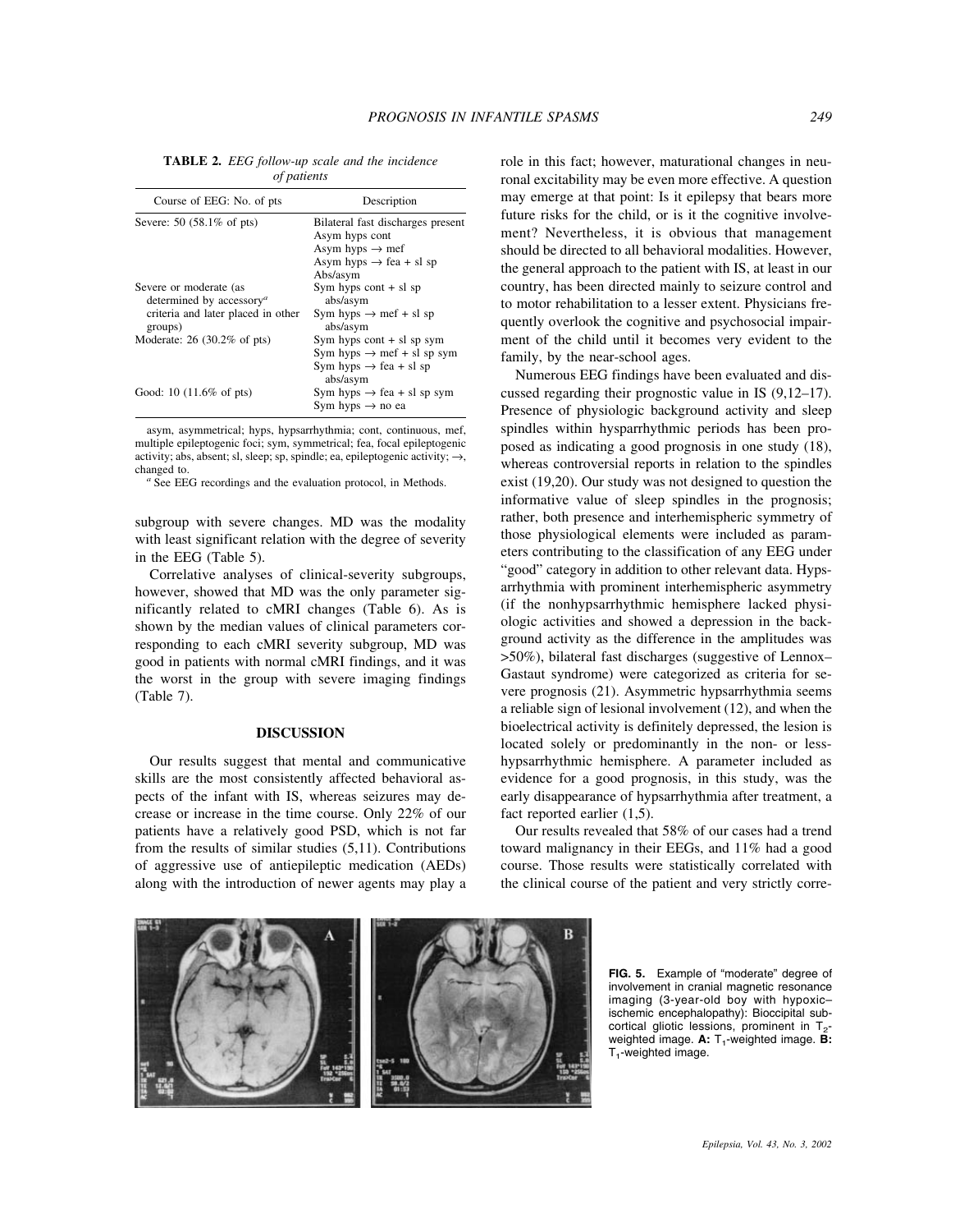**TABLE 2.** *EEG follow-up scale and the incidence of patients*

| Course of EEG: No. of pts | Description |
|---|---|
| Severe: 50 (58.1% of pts) | Bilateral fast discharges present<br>Asym hyps cont<br>Asym hyps → mef<br>Asym hyps → fea + sl sp Abs/asym |
| Severe or moderate (as determined by accessory[a] criteria and later placed in other groups) | Sym hyps cont + sl sp abs/asym<br>Sym hyps → mef + sl sp abs/asym |
| Moderate: 26 (30.2% of pts) | Sym hyps cont + sl sp sym<br>Sym hyps → mef + sl sp sym<br>Sym hyps → fea + sl sp abs/asym |
| Good: 10 (11.6% of pts) | Sym hyps → fea + sl sp sym<br>Sym hyps → no ea |

asym, asymmetrical; hyps, hypsarrhythmia; cont, continuous, mef, multiple epileptogenic foci; sym, symmetrical; fea, focal epileptogenic activity; abs, absent; sl, sleep; sp, spindle; ea, epileptogenic activity; →, changed to.

[a] See EEG recordings and the evaluation protocol, in Methods.

subgroup with severe changes. MD was the modality with least significant relation with the degree of severity in the EEG (Table 5).

Correlative analyses of clinical-severity subgroups, however, showed that MD was the only parameter significantly related to cMRI changes (Table 6). As is shown by the median values of clinical parameters corresponding to each cMRI severity subgroup, MD was good in patients with normal cMRI findings, and it was the worst in the group with severe imaging findings (Table 7).

## DISCUSSION

Our results suggest that mental and communicative skills are the most consistently affected behavioral aspects of the infant with IS, whereas seizures may decrease or increase in the time course. Only 22% of our patients have a relatively good PSD, which is not far from the results of similar studies (5,11). Contributions of aggressive use of antiepileptic medication (AEDs) along with the introduction of newer agents may play a role in this fact; however, maturational changes in neuronal excitability may be even more effective. A question may emerge at that point: Is it epilepsy that bears more future risks for the child, or is it the cognitive involvement? Nevertheless, it is obvious that management should be directed to all behavioral modalities. However, the general approach to the patient with IS, at least in our country, has been directed mainly to seizure control and to motor rehabilitation to a lesser extent. Physicians frequently overlook the cognitive and psychosocial impairment of the child until it becomes very evident to the family, by the near-school ages.

Numerous EEG findings have been evaluated and discussed regarding their prognostic value in IS (9,12–17). Presence of physiologic background activity and sleep spindles within hysparrhythmic periods has been proposed as indicating a good prognosis in one study (18), whereas controversial reports in relation to the spindles exist (19,20). Our study was not designed to question the informative value of sleep spindles in the prognosis; rather, both presence and interhemispheric symmetry of those physiological elements were included as parameters contributing to the classification of any EEG under "good" category in addition to other relevant data. Hypsarrhythmia with prominent interhemispheric asymmetry (if the nonhypsarrhythmic hemisphere lacked physiologic activities and showed a depression in the background activity as the difference in the amplitudes was >50%), bilateral fast discharges (suggestive of Lennox–Gastaut syndrome) were categorized as criteria for severe prognosis (21). Asymmetric hypsarrhythmia seems a reliable sign of lesional involvement (12), and when the bioelectrical activity is definitely depressed, the lesion is located solely or predominantly in the non- or less-hypsarrhythmic hemisphere. A parameter included as evidence for a good prognosis, in this study, was the early disappearance of hypsarrhythmia after treatment, a fact reported earlier (1,5).

Our results revealed that 58% of our cases had a trend toward malignancy in their EEGs, and 11% had a good course. Those results were statistically correlated with the clinical course of the patient and very strictly corre-

**FIG. 5.** Example of "moderate" degree of involvement in cranial magnetic resonance imaging (3-year-old boy with hypoxic–ischemic encephalopathy): Bioccipital subcortical gliotic lessions, prominent in $T_2$-weighted image. **A:** $T_1$-weighted image. **B:** $T_1$-weighted image.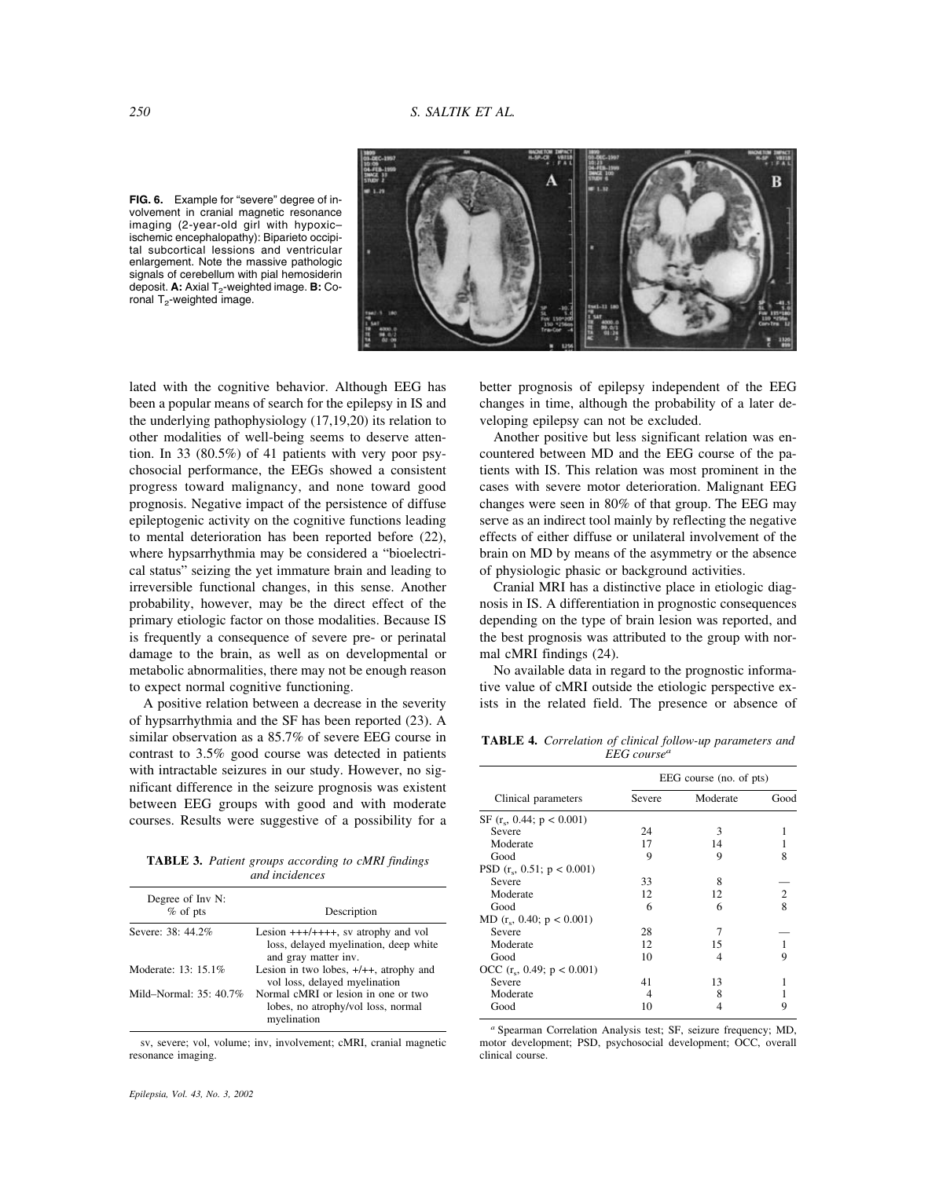**FIG. 6.** Example for "severe" degree of involvement in cranial magnetic resonance imaging (2-year-old girl with hypoxic–ischemic encephalopathy): Biparieto occipital subcortical lessions and ventricular enlargement. Note the massive pathologic signals of cerebellum with pial hemosiderin deposit. **A:** Axial $T_2$-weighted image. **B:** Coronal $T_2$-weighted image.

lated with the cognitive behavior. Although EEG has been a popular means of search for the epilepsy in IS and the underlying pathophysiology (17,19,20) its relation to other modalities of well-being seems to deserve attention. In 33 (80.5%) of 41 patients with very poor psychosocial performance, the EEGs showed a consistent progress toward malignancy, and none toward good prognosis. Negative impact of the persistence of diffuse epileptogenic activity on the cognitive functions leading to mental deterioration has been reported before (22), where hypsarrhythmia may be considered a "bioelectrical status" seizing the yet immature brain and leading to irreversible functional changes, in this sense. Another probability, however, may be the direct effect of the primary etiologic factor on those modalities. Because IS is frequently a consequence of severe pre- or perinatal damage to the brain, as well as on developmental or metabolic abnormalities, there may not be enough reason to expect normal cognitive functioning.

A positive relation between a decrease in the severity of hypsarrhythmia and the SF has been reported (23). A similar observation as a 85.7% of severe EEG course in contrast to 3.5% good course was detected in patients with intractable seizures in our study. However, no significant difference in the seizure prognosis was existent between EEG groups with good and with moderate courses. Results were suggestive of a possibility for a better prognosis of epilepsy independent of the EEG changes in time, although the probability of a later developing epilepsy can not be excluded.

**TABLE 3.** *Patient groups according to cMRI findings and incidences*

| Degree of Inv N: % of pts | Description |
|---|---|
| Severe: 38: 44.2% | Lesion +++/++++, sv atrophy and vol loss, delayed myelination, deep white and gray matter inv. |
| Moderate: 13: 15.1% | Lesion in two lobes, +/++, atrophy and vol loss, delayed myelination |
| Mild–Normal: 35: 40.7% | Normal cMRI or lesion in one or two lobes, no atrophy/vol loss, normal myelination |

sv, severe; vol, volume; inv, involvement; cMRI, cranial magnetic resonance imaging.

Another positive but less significant relation was encountered between MD and the EEG course of the patients with IS. This relation was most prominent in the cases with severe motor deterioration. Malignant EEG changes were seen in 80% of that group. The EEG may serve as an indirect tool mainly by reflecting the negative effects of either diffuse or unilateral involvement of the brain on MD by means of the asymmetry or the absence of physiologic phasic or background activities.

Cranial MRI has a distinctive place in etiologic diagnosis in IS. A differentiation in prognostic consequences depending on the type of brain lesion was reported, and the best prognosis was attributed to the group with normal cMRI findings (24).

No available data in regard to the prognostic informative value of cMRI outside the etiologic perspective exists in the related field. The presence or absence of

**TABLE 4.** *Correlation of clinical follow-up parameters and EEG course*[a]

| Clinical parameters | EEG course (no. of pts) | | |
|---|---|---|---|
| | Severe | Moderate | Good |
| SF ($r_s$, 0.44; $p < 0.001$) | | | |
| Severe | 24 | 3 | 1 |
| Moderate | 17 | 14 | 1 |
| Good | 9 | 9 | 8 |
| PSD ($r_s$, 0.51; $p < 0.001$) | | | |
| Severe | 33 | 8 | — |
| Moderate | 12 | 12 | 2 |
| Good | 6 | 6 | 8 |
| MD ($r_s$, 0.40; $p < 0.001$) | | | |
| Severe | 28 | 7 | — |
| Moderate | 12 | 15 | 1 |
| Good | 10 | 4 | 9 |
| OCC ($r_s$, 0.49; $p < 0.001$) | | | |
| Severe | 41 | 13 | 1 |
| Moderate | 4 | 8 | 1 |
| Good | 10 | 4 | 9 |

[a] Spearman Correlation Analysis test; SF, seizure frequency; MD, motor development; PSD, psychosocial development; OCC, overall clinical course.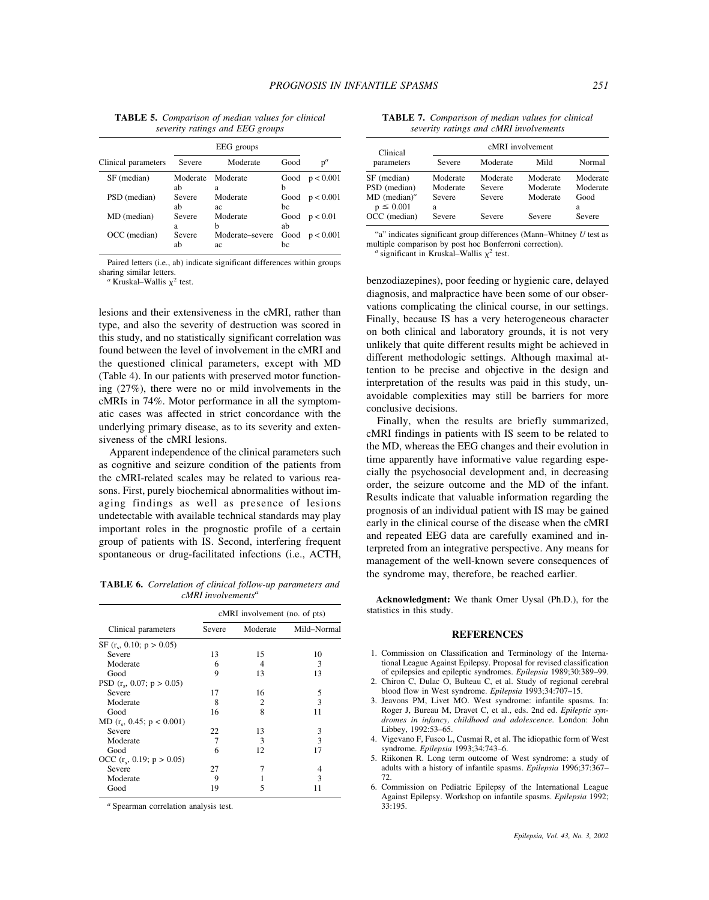**TABLE 5.** *Comparison of median values for clinical severity ratings and EEG groups*

| Clinical parameters | EEG groups | | | |
|---|---|---|---|---|
| | Severe | Moderate | Good | p[a] |
| SF (median) | Moderate ab | Moderate a | Good b | p < 0.001 |
| PSD (median) | Severe ab | Moderate ac | Good bc | p < 0.001 |
| MD (median) | Severe a | Moderate b | Good ab | p < 0.01 |
| OCC (median) | Severe ab | Moderate–severe ac | Good bc | p < 0.001 |

Paired letters (i.e., ab) indicate significant differences within groups sharing similar letters.
[a] Kruskal–Wallis $\chi^2$ test.

lesions and their extensiveness in the cMRI, rather than type, and also the severity of destruction was scored in this study, and no statistically significant correlation was found between the level of involvement in the cMRI and the questioned clinical parameters, except with MD (Table 4). In our patients with preserved motor functioning (27%), there were no or mild involvements in the cMRIs in 74%. Motor performance in all the symptomatic cases was affected in strict concordance with the underlying primary disease, as to its severity and extensiveness of the cMRI lesions.

Apparent independence of the clinical parameters such as cognitive and seizure condition of the patients from the cMRI-related scales may be related to various reasons. First, purely biochemical abnormalities without imaging findings as well as presence of lesions undetectable with available technical standards may play important roles in the prognostic profile of a certain group of patients with IS. Second, interfering frequent spontaneous or drug-facilitated infections (i.e., ACTH, benzodiazepines), poor feeding or hygienic care, delayed diagnosis, and malpractice have been some of our observations complicating the clinical course, in our settings. Finally, because IS has a very heterogeneous character on both clinical and laboratory grounds, it is not very unlikely that quite different results might be achieved in different methodologic settings. Although maximal attention to be precise and objective in the design and interpretation of the results was paid in this study, unavoidable complexities may still be barriers for more conclusive decisions.

**TABLE 6.** *Correlation of clinical follow-up parameters and cMRI involvements*[a]

| Clinical parameters | cMRI involvement (no. of pts) | | |
|---|---|---|---|
| | Severe | Moderate | Mild–Normal |
| SF ($r_s$, 0.10; p > 0.05) | | | |
| Severe | 13 | 15 | 10 |
| Moderate | 6 | 4 | 3 |
| Good | 9 | 13 | 13 |
| PSD ($r_s$, 0.07; p > 0.05) | | | |
| Severe | 17 | 16 | 5 |
| Moderate | 8 | 2 | 3 |
| Good | 16 | 8 | 11 |
| MD ($r_s$, 0.45; p < 0.001) | | | |
| Severe | 22 | 13 | 3 |
| Moderate | 7 | 3 | 3 |
| Good | 6 | 12 | 17 |
| OCC ($r_s$, 0.19; p > 0.05) | | | |
| Severe | 27 | 7 | 4 |
| Moderate | 9 | 1 | 3 |
| Good | 19 | 5 | 11 |

[a] Spearman correlation analysis test.

**TABLE 7.** *Comparison of median values for clinical severity ratings and cMRI involvements*

| Clinical parameters | cMRI involvement | | | |
|---|---|---|---|---|
| | Severe | Moderate | Mild | Normal |
| SF (median) | Moderate | Moderate | Moderate | Moderate |
| PSD (median) | Moderate | Severe | Moderate | Moderate |
| MD (median)[a] p ≤ 0.001 | Severe a | Severe | Moderate | Good a |
| OCC (median) | Severe | Severe | Severe | Severe |

"a" indicates significant group differences (Mann–Whitney *U* test as multiple comparison by post hoc Bonferroni correction).
[a] significant in Kruskal–Wallis $\chi^2$ test.

Finally, when the results are briefly summarized, cMRI findings in patients with IS seem to be related to the MD, whereas the EEG changes and their evolution in time apparently have informative value regarding especially the psychosocial development and, in decreasing order, the seizure outcome and the MD of the infant. Results indicate that valuable information regarding the prognosis of an individual patient with IS may be gained early in the clinical course of the disease when the cMRI and repeated EEG data are carefully examined and interpreted from an integrative perspective. Any means for management of the well-known severe consequences of the syndrome may, therefore, be reached earlier.

**Acknowledgment:** We thank Omer Uysal (Ph.D.), for the statistics in this study.

## REFERENCES

1. Commission on Classification and Terminology of the International League Against Epilepsy. Proposal for revised classification of epilepsies and epileptic syndromes. *Epilepsia* 1989;30:389–99.
2. Chiron C, Dulac O, Bulteau C, et al. Study of regional cerebral blood flow in West syndrome. *Epilepsia* 1993;34:707–15.
3. Jeavons PM, Livet MO. West syndrome: infantile spasms. In: Roger J, Bureau M, Dravet C, et al., eds. 2nd ed. *Epileptic syndromes in infancy, childhood and adolescence*. London: John Libbey, 1992:53–65.
4. Vigevano F, Fusco L, Cusmai R, et al. The idiopathic form of West syndrome. *Epilepsia* 1993;34:743–6.
5. Riikonen R. Long term outcome of West syndrome: a study of adults with a history of infantile spasms. *Epilepsia* 1996;37:367–72.
6. Commission on Pediatric Epilepsy of the International League Against Epilepsy. Workshop on infantile spasms. *Epilepsia* 1992; 33:195.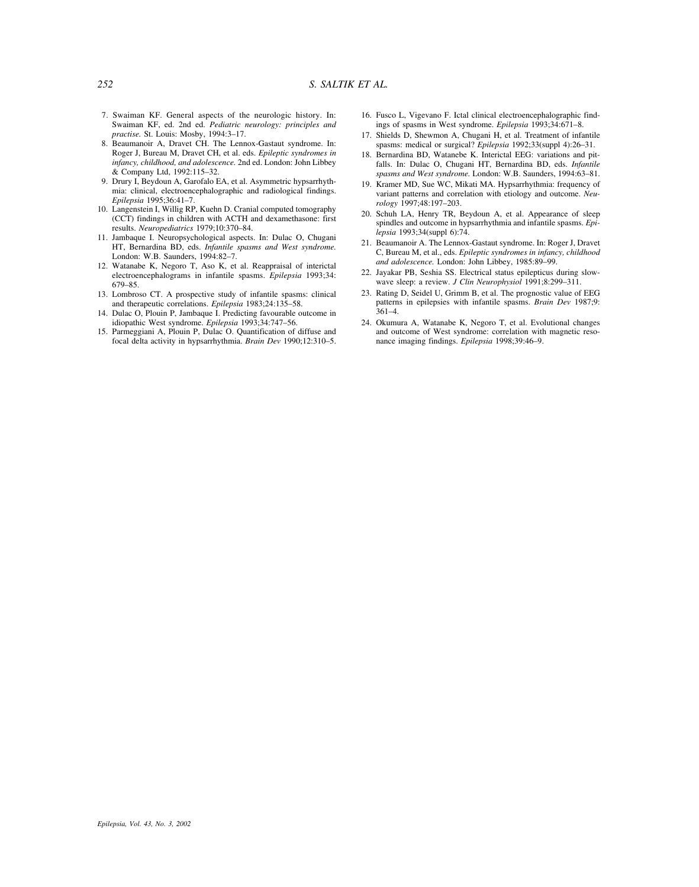7. Swaiman KF. General aspects of the neurologic history. In: Swaiman KF, ed. 2nd ed. *Pediatric neurology: principles and practise.* St. Louis: Mosby, 1994:3–17.
8. Beaumanoir A, Dravet CH. The Lennox-Gastaut syndrome. In: Roger J, Bureau M, Dravet CH, et al. eds. *Epileptic syndromes in infancy, childhood, and adolescence.* 2nd ed. London: John Libbey & Company Ltd, 1992:115–32.
9. Drury I, Beydoun A, Garofalo EA, et al. Asymmetric hypsarrhythmia: clinical, electroencephalographic and radiological findings. *Epilepsia* 1995;36:41–7.
10. Langenstein I, Willig RP, Kuehn D. Cranial computed tomography (CCT) findings in children with ACTH and dexamethasone: first results. *Neuropediatrics* 1979;10:370–84.
11. Jambaque I. Neuropsychological aspects. In: Dulac O, Chugani HT, Bernardina BD, eds. *Infantile spasms and West syndrome.* London: W.B. Saunders, 1994:82–7.
12. Watanabe K, Negoro T, Aso K, et al. Reappraisal of interictal electroencephalograms in infantile spasms. *Epilepsia* 1993;34: 679–85.
13. Lombroso CT. A prospective study of infantile spasms: clinical and therapeutic correlations. *Epilepsia* 1983;24:135–58.
14. Dulac O, Plouin P, Jambaque I. Predicting favourable outcome in idiopathic West syndrome. *Epilepsia* 1993;34:747–56.
15. Parmeggiani A, Plouin P, Dulac O. Quantification of diffuse and focal delta activity in hypsarrhythmia. *Brain Dev* 1990;12:310–5.
16. Fusco L, Vigevano F. Ictal clinical electroencephalographic findings of spasms in West syndrome. *Epilepsia* 1993;34:671–8.
17. Shields D, Shewmon A, Chugani H, et al. Treatment of infantile spasms: medical or surgical? *Epilepsia* 1992;33(suppl 4):26–31.
18. Bernardina BD, Watanebe K. Interictal EEG: variations and pitfalls. In: Dulac O, Chugani HT, Bernardina BD, eds. *Infantile spasms and West syndrome.* London: W.B. Saunders, 1994:63–81.
19. Kramer MD, Sue WC, Mikati MA. Hypsarrhythmia: frequency of variant patterns and correlation with etiology and outcome. *Neurology* 1997;48:197–203.
20. Schuh LA, Henry TR, Beydoun A, et al. Appearance of sleep spindles and outcome in hypsarrhythmia and infantile spasms. *Epilepsia* 1993;34(suppl 6):74.
21. Beaumanoir A. The Lennox-Gastaut syndrome. In: Roger J, Dravet C, Bureau M, et al., eds. *Epileptic syndromes in infancy, childhood and adolescence.* London: John Libbey, 1985:89–99.
22. Jayakar PB, Seshia SS. Electrical status epilepticus during slow-wave sleep: a review. *J Clin Neurophysiol* 1991;8:299–311.
23. Rating D, Seidel U, Grimm B, et al. The prognostic value of EEG patterns in epilepsies with infantile spasms. *Brain Dev* 1987;9: 361–4.
24. Okumura A, Watanabe K, Negoro T, et al. Evolutional changes and outcome of West syndrome: correlation with magnetic resonance imaging findings. *Epilepsia* 1998;39:46–9.